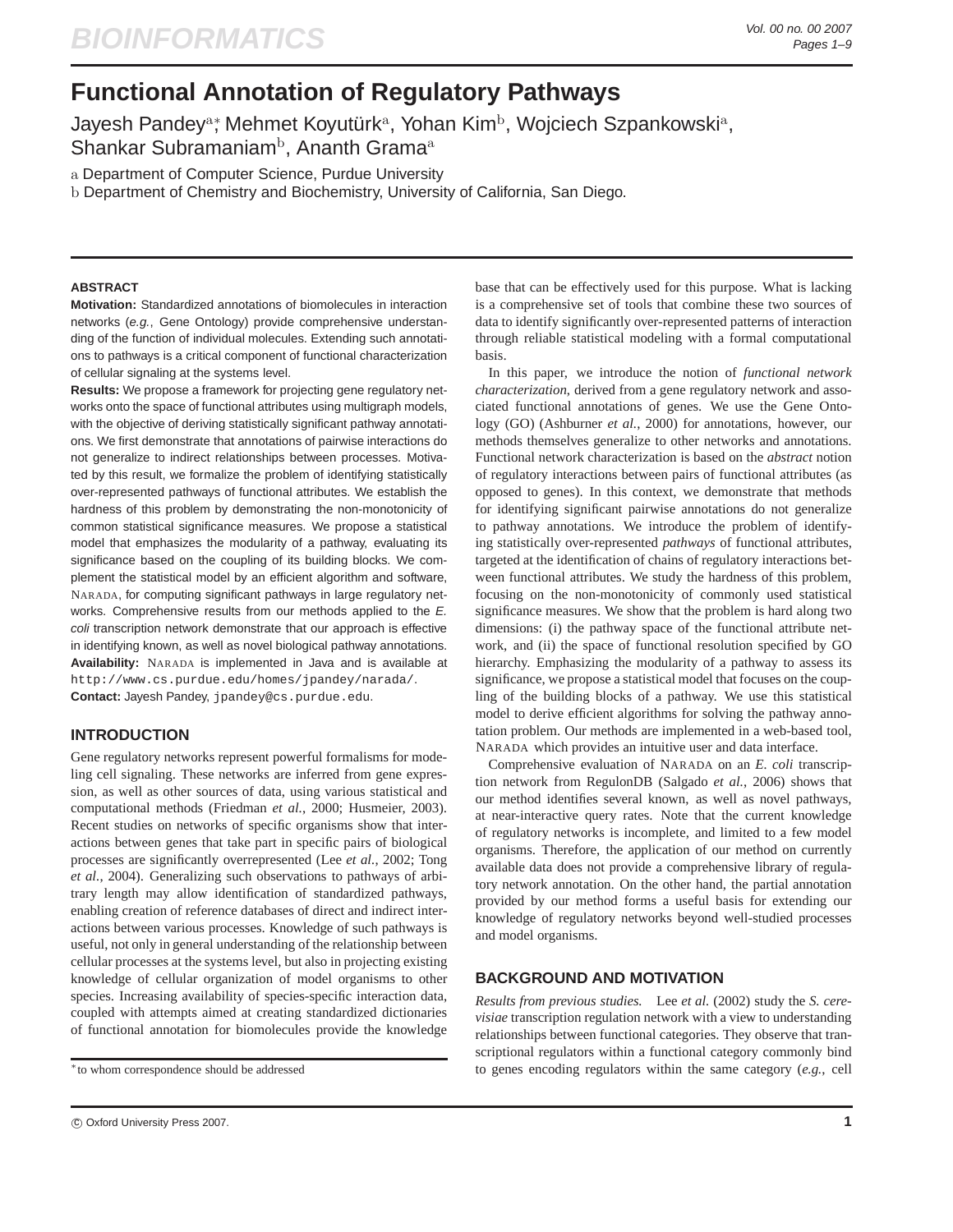# Functional Annotation of Regulatory Pathways

Jayesh Pandey[a,*], Mehmet Koyutürk[a], Yohan Kim[b], Wojciech Szpankowski[a], Shankar Subramaniam[b], Ananth Grama[a]

[a] Department of Computer Science, Purdue University
[b] Department of Chemistry and Biochemistry, University of California, San Diego.

## ABSTRACT

**Motivation:** Standardized annotations of biomolecules in interaction networks (*e.g.*, Gene Ontology) provide comprehensive understanding of the function of individual molecules. Extending such annotations to pathways is a critical component of functional characterization of cellular signaling at the systems level.

**Results:** We propose a framework for projecting gene regulatory networks onto the space of functional attributes using multigraph models, with the objective of deriving statistically significant pathway annotations. We first demonstrate that annotations of pairwise interactions do not generalize to indirect relationships between processes. Motivated by this result, we formalize the problem of identifying statistically over-represented pathways of functional attributes. We establish the hardness of this problem by demonstrating the non-monotonicity of common statistical significance measures. We propose a statistical model that emphasizes the modularity of a pathway, evaluating its significance based on the coupling of its building blocks. We complement the statistical model by an efficient algorithm and software, NARADA, for computing significant pathways in large regulatory networks. Comprehensive results from our methods applied to the *E. coli* transcription network demonstrate that our approach is effective in identifying known, as well as novel biological pathway annotations.

**Availability:** NARADA is implemented in Java and is available at `http://www.cs.purdue.edu/homes/jpandey/narada/`.

**Contact:** Jayesh Pandey, `jpandey@cs.purdue.edu`.

## INTRODUCTION

Gene regulatory networks represent powerful formalisms for modeling cell signaling. These networks are inferred from gene expression, as well as other sources of data, using various statistical and computational methods (Friedman *et al.*, 2000; Husmeier, 2003). Recent studies on networks of specific organisms show that interactions between genes that take part in specific pairs of biological processes are significantly overrepresented (Lee *et al.*, 2002; Tong *et al.*, 2004). Generalizing such observations to pathways of arbitrary length may allow identification of standardized pathways, enabling creation of reference databases of direct and indirect interactions between various processes. Knowledge of such pathways is useful, not only in general understanding of the relationship between cellular processes at the systems level, but also in projecting existing knowledge of cellular organization of model organisms to other species. Increasing availability of species-specific interaction data, coupled with attempts aimed at creating standardized dictionaries of functional annotation for biomolecules provide the knowledge base that can be effectively used for this purpose. What is lacking is a comprehensive set of tools that combine these two sources of data to identify significantly over-represented patterns of interaction through reliable statistical modeling with a formal computational basis.

In this paper, we introduce the notion of *functional network characterization*, derived from a gene regulatory network and associated functional annotations of genes. We use the Gene Ontology (GO) (Ashburner *et al.*, 2000) for annotations, however, our methods themselves generalize to other networks and annotations. Functional network characterization is based on the *abstract* notion of regulatory interactions between pairs of functional attributes (as opposed to genes). In this context, we demonstrate that methods for identifying significant pairwise annotations do not generalize to pathway annotations. We introduce the problem of identifying statistically over-represented *pathways* of functional attributes, targeted at the identification of chains of regulatory interactions between functional attributes. We study the hardness of this problem, focusing on the non-monotonicity of commonly used statistical significance measures. We show that the problem is hard along two dimensions: (i) the pathway space of the functional attribute network, and (ii) the space of functional resolution specified by GO hierarchy. Emphasizing the modularity of a pathway to assess its significance, we propose a statistical model that focuses on the coupling of the building blocks of a pathway. We use this statistical model to derive efficient algorithms for solving the pathway annotation problem. Our methods are implemented in a web-based tool, NARADA which provides an intuitive user and data interface.

Comprehensive evaluation of NARADA on an *E. coli* transcription network from RegulonDB (Salgado *et al.*, 2006) shows that our method identifies several known, as well as novel pathways, at near-interactive query rates. Note that the current knowledge of regulatory networks is incomplete, and limited to a few model organisms. Therefore, the application of our method on currently available data does not provide a comprehensive library of regulatory network annotation. On the other hand, the partial annotation provided by our method forms a useful basis for extending our knowledge of regulatory networks beyond well-studied processes and model organisms.

## BACKGROUND AND MOTIVATION

*Results from previous studies.* Lee *et al.* (2002) study the *S. cerevisiae* transcription regulation network with a view to understanding relationships between functional categories. They observe that transcriptional regulators within a functional category commonly bind to genes encoding regulators within the same category (*e.g.*, cell

[*] to whom correspondence should be addressed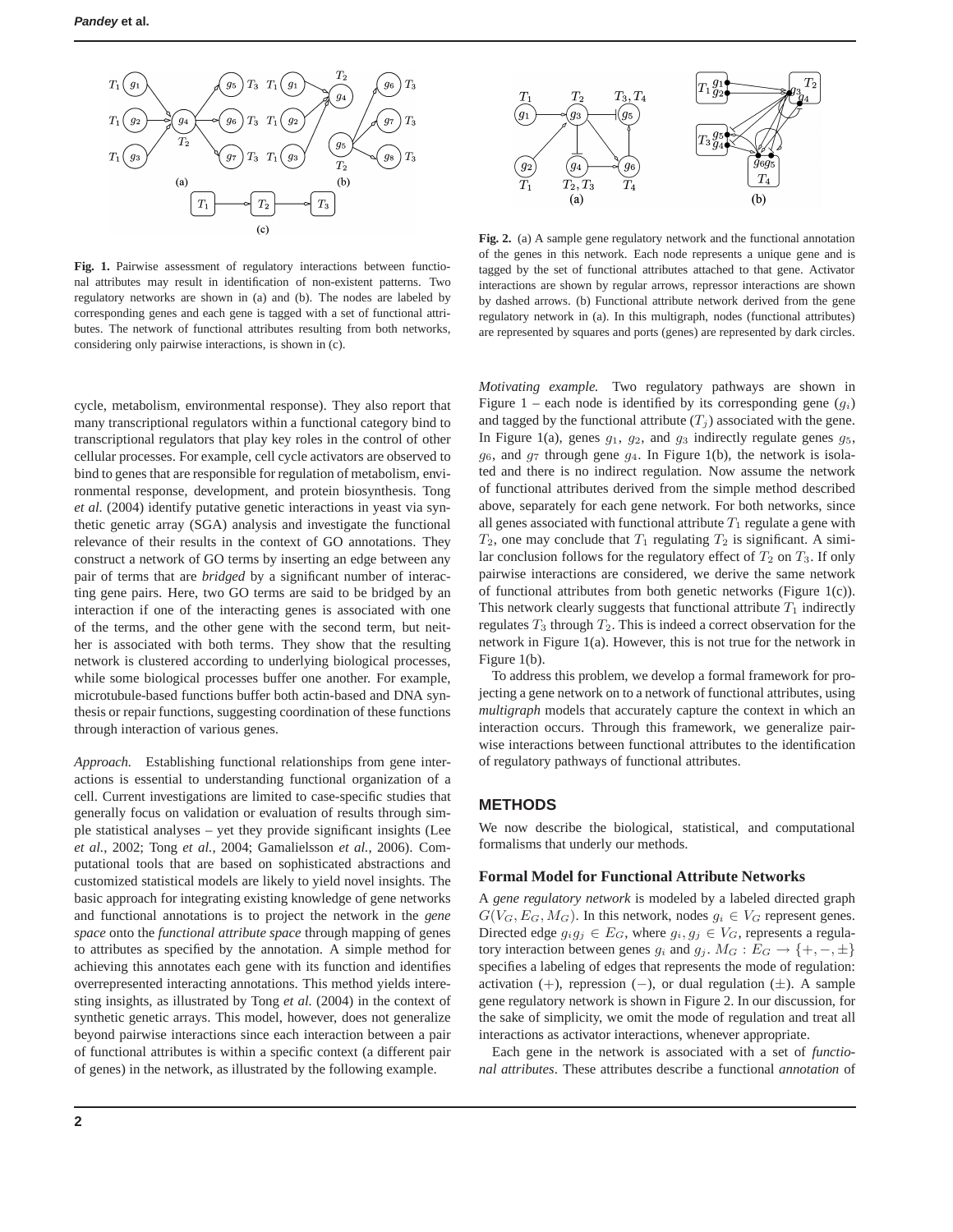**Fig. 1.** Pairwise assessment of regulatory interactions between functional attributes may result in identification of non-existent patterns. Two regulatory networks are shown in (a) and (b). The nodes are labeled by corresponding genes and each gene is tagged with a set of functional attributes. The network of functional attributes resulting from both networks, considering only pairwise interactions, is shown in (c).

**Fig. 2.** (a) A sample gene regulatory network and the functional annotation of the genes in this network. Each node represents a unique gene and is tagged by the set of functional attributes attached to that gene. Activator interactions are shown by regular arrows, repressor interactions are shown by dashed arrows. (b) Functional attribute network derived from the gene regulatory network in (a). In this multigraph, nodes (functional attributes) are represented by squares and ports (genes) are represented by dark circles.

cycle, metabolism, environmental response). They also report that many transcriptional regulators within a functional category bind to transcriptional regulators that play key roles in the control of other cellular processes. For example, cell cycle activators are observed to bind to genes that are responsible for regulation of metabolism, environmental response, development, and protein biosynthesis. Tong *et al.* (2004) identify putative genetic interactions in yeast via synthetic genetic array (SGA) analysis and investigate the functional relevance of their results in the context of GO annotations. They construct a network of GO terms by inserting an edge between any pair of terms that are *bridged* by a significant number of interacting gene pairs. Here, two GO terms are said to be bridged by an interaction if one of the interacting genes is associated with one of the terms, and the other gene with the second term, but neither is associated with both terms. They show that the resulting network is clustered according to underlying biological processes, while some biological processes buffer one another. For example, microtubule-based functions buffer both actin-based and DNA synthesis or repair functions, suggesting coordination of these functions through interaction of various genes.

*Approach.* Establishing functional relationships from gene interactions is essential to understanding functional organization of a cell. Current investigations are limited to case-specific studies that generally focus on validation or evaluation of results through simple statistical analyses – yet they provide significant insights (Lee *et al.*, 2002; Tong *et al.*, 2004; Gamalielsson *et al.*, 2006). Computational tools that are based on sophisticated abstractions and customized statistical models are likely to yield novel insights. The basic approach for integrating existing knowledge of gene networks and functional annotations is to project the network in the *gene space* onto the *functional attribute space* through mapping of genes to attributes as specified by the annotation. A simple method for achieving this annotates each gene with its function and identifies overrepresented interacting annotations. This method yields interesting insights, as illustrated by Tong *et al.* (2004) in the context of synthetic genetic arrays. This model, however, does not generalize beyond pairwise interactions since each interaction between a pair of functional attributes is within a specific context (a different pair of genes) in the network, as illustrated by the following example.

*Motivating example.* Two regulatory pathways are shown in Figure 1 – each node is identified by its corresponding gene ($g_i$) and tagged by the functional attribute ($T_j$) associated with the gene. In Figure 1(a), genes $g_1$, $g_2$, and $g_3$ indirectly regulate genes $g_5$, $g_6$, and $g_7$ through gene $g_4$. In Figure 1(b), the network is isolated and there is no indirect regulation. Now assume the network of functional attributes derived from the simple method described above, separately for each gene network. For both networks, since all genes associated with functional attribute $T_1$ regulate a gene with $T_2$, one may conclude that $T_1$ regulating $T_2$ is significant. A similar conclusion follows for the regulatory effect of $T_2$ on $T_3$. If only pairwise interactions are considered, we derive the same network of functional attributes from both genetic networks (Figure 1(c)). This network clearly suggests that functional attribute $T_1$ indirectly regulates $T_3$ through $T_2$. This is indeed a correct observation for the network in Figure 1(a). However, this is not true for the network in Figure 1(b).

To address this problem, we develop a formal framework for projecting a gene network on to a network of functional attributes, using *multigraph* models that accurately capture the context in which an interaction occurs. Through this framework, we generalize pairwise interactions between functional attributes to the identification of regulatory pathways of functional attributes.

## METHODS

We now describe the biological, statistical, and computational formalisms that underly our methods.

### Formal Model for Functional Attribute Networks

A *gene regulatory network* is modeled by a labeled directed graph $G(V_G, E_G, M_G)$. In this network, nodes $g_i \in V_G$ represent genes. Directed edge $g_i g_j \in E_G$, where $g_i, g_j \in V_G$, represents a regulatory interaction between genes $g_i$ and $g_j$. $M_G : E_G \rightarrow \{+, -, \pm\}$ specifies a labeling of edges that represents the mode of regulation: activation ($+$), repression ($-$), or dual regulation ($\pm$). A sample gene regulatory network is shown in Figure 2. In our discussion, for the sake of simplicity, we omit the mode of regulation and treat all interactions as activator interactions, whenever appropriate.

Each gene in the network is associated with a set of *functional attributes*. These attributes describe a functional *annotation* of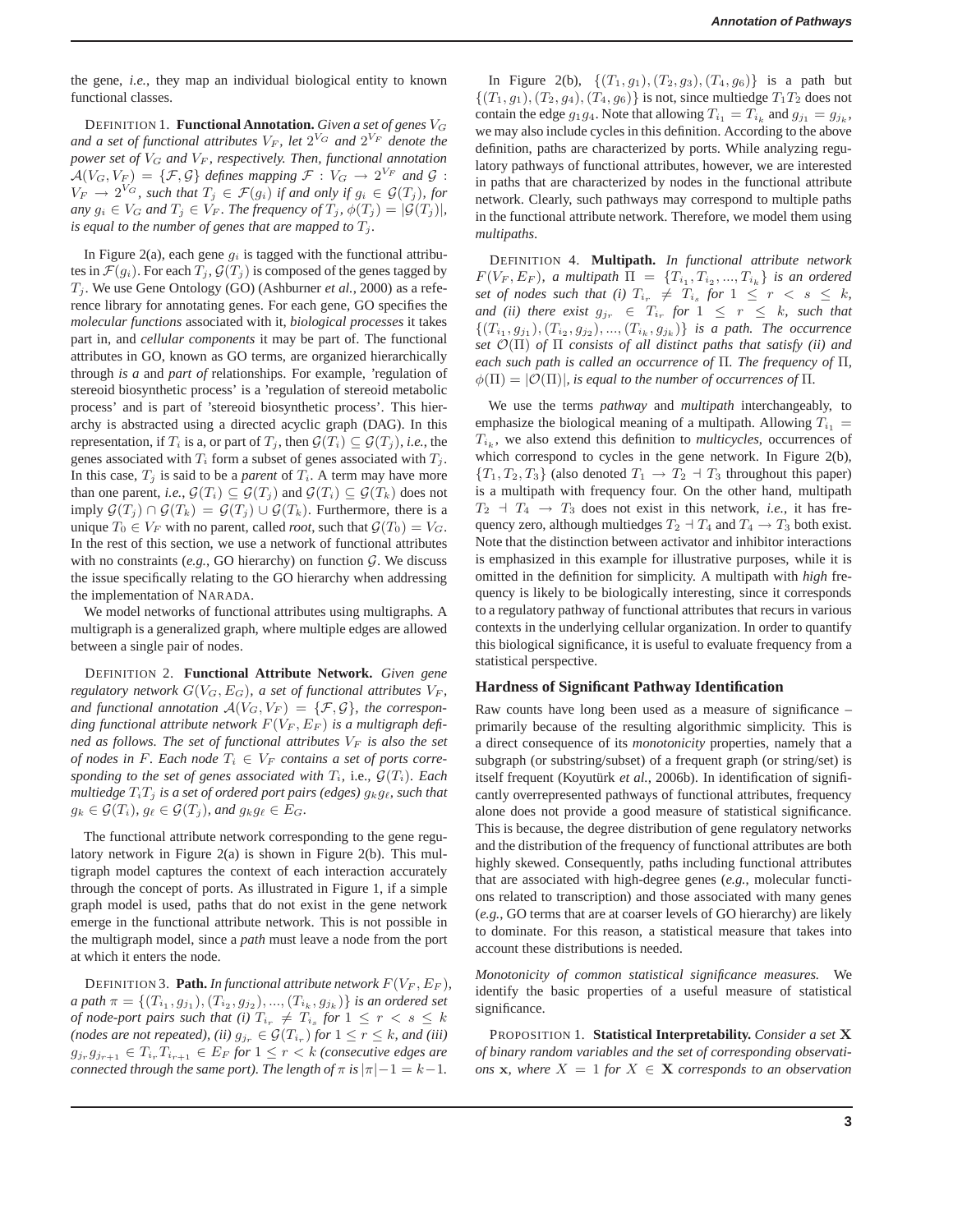the gene, *i.e.*, they map an individual biological entity to known functional classes.

DEFINITION 1. **Functional Annotation.** *Given a set of genes $V_G$ and a set of functional attributes $V_F$, let $2^{V_G}$ and $2^{V_F}$ denote the power set of $V_G$ and $V_F$, respectively. Then, functional annotation $\mathcal{A}(V_G, V_F) = \{\mathcal{F}, \mathcal{G}\}$ defines mapping $\mathcal{F} : V_G \rightarrow 2^{V_F}$ and $\mathcal{G} : V_F \rightarrow 2^{V_G}$, such that $T_j \in \mathcal{F}(g_i)$ if and only if $g_i \in \mathcal{G}(T_j)$, for any $g_i \in V_G$ and $T_j \in V_F$. The frequency of $T_j$, $\phi(T_j) = |\mathcal{G}(T_j)|$, is equal to the number of genes that are mapped to $T_j$.*

In Figure 2(a), each gene $g_i$ is tagged with the functional attributes in $\mathcal{F}(g_i)$. For each $T_j$, $\mathcal{G}(T_j)$ is composed of the genes tagged by $T_j$. We use Gene Ontology (GO) (Ashburner *et al.*, 2000) as a reference library for annotating genes. For each gene, GO specifies the *molecular functions* associated with it, *biological processes* it takes part in, and *cellular components* it may be part of. The functional attributes in GO, known as GO terms, are organized hierarchically through *is a* and *part of* relationships. For example, 'regulation of stereoid biosynthetic process' is a 'regulation of stereoid metabolic process' and is part of 'stereoid biosynthetic process'. This hierarchy is abstracted using a directed acyclic graph (DAG). In this representation, if $T_i$ is a, or part of $T_j$, then $\mathcal{G}(T_i) \subseteq \mathcal{G}(T_j)$, *i.e.*, the genes associated with $T_i$ form a subset of genes associated with $T_j$. In this case, $T_j$ is said to be a *parent* of $T_i$. A term may have more than one parent, *i.e.*, $\mathcal{G}(T_i) \subseteq \mathcal{G}(T_j)$ and $\mathcal{G}(T_i) \subseteq \mathcal{G}(T_k)$ does not imply $\mathcal{G}(T_j) \cap \mathcal{G}(T_k) = \mathcal{G}(T_j) \cup \mathcal{G}(T_k)$. Furthermore, there is a unique $T_0 \in V_F$ with no parent, called *root*, such that $\mathcal{G}(T_0) = V_G$. In the rest of this section, we use a network of functional attributes with no constraints (*e.g.*, GO hierarchy) on function $\mathcal{G}$. We discuss the issue specifically relating to the GO hierarchy when addressing the implementation of NARADA.

We model networks of functional attributes using multigraphs. A multigraph is a generalized graph, where multiple edges are allowed between a single pair of nodes.

DEFINITION 2. **Functional Attribute Network.** *Given gene regulatory network $G(V_G, E_G)$, a set of functional attributes $V_F$, and functional annotation $\mathcal{A}(V_G, V_F) = \{\mathcal{F}, \mathcal{G}\}$, the corresponding functional attribute network $F(V_F, E_F)$ is a multigraph defined as follows. The set of functional attributes $V_F$ is also the set of nodes in $F$. Each node $T_i \in V_F$ contains a set of ports corresponding to the set of genes associated with $T_i$, i.e., $\mathcal{G}(T_i)$. Each multiedge $T_iT_j$ is a set of ordered port pairs (edges) $g_kg_\ell$, such that $g_k \in \mathcal{G}(T_i)$, $g_\ell \in \mathcal{G}(T_j)$, and $g_kg_\ell \in E_G$.*

The functional attribute network corresponding to the gene regulatory network in Figure 2(a) is shown in Figure 2(b). This multigraph model captures the context of each interaction accurately through the concept of ports. As illustrated in Figure 1, if a simple graph model is used, paths that do not exist in the gene network emerge in the functional attribute network. This is not possible in the multigraph model, since a *path* must leave a node from the port at which it enters the node.

DEFINITION 3. **Path.** *In functional attribute network $F(V_F, E_F)$, a path $\pi = \{(T_{i_1}, g_{j_1}), (T_{i_2}, g_{j_2}), ..., (T_{i_k}, g_{j_k})\}$ is an ordered set of node-port pairs such that (i) $T_{i_r} \neq T_{i_s}$ for $1 \leq r < s \leq k$ (nodes are not repeated), (ii) $g_{j_r} \in \mathcal{G}(T_{i_r})$ for $1 \leq r \leq k$, and (iii) $g_{j_r}g_{j_{r+1}} \in T_{i_r}T_{i_{r+1}} \in E_F$ for $1 \leq r < k$ (consecutive edges are connected through the same port). The length of $\pi$ is $|\pi| - 1 = k - 1$.*

In Figure 2(b), $\{(T_1, g_1), (T_2, g_3), (T_4, g_6)\}$ is a path but $\{(T_1, g_1), (T_2, g_4), (T_4, g_6)\}$ is not, since multiedge $T_1T_2$ does not contain the edge $g_1g_4$. Note that allowing $T_{i_1} = T_{i_k}$ and $g_{j_1} = g_{j_k}$, we may also include cycles in this definition. According to the above definition, paths are characterized by ports. While analyzing regulatory pathways of functional attributes, however, we are interested in paths that are characterized by nodes in the functional attribute network. Clearly, such pathways may correspond to multiple paths in the functional attribute network. Therefore, we model them using *multipaths*.

DEFINITION 4. **Multipath.** *In functional attribute network $F(V_F, E_F)$, a multipath $\Pi = \{T_{i_1}, T_{i_2}, ..., T_{i_k}\}$ is an ordered set of nodes such that (i) $T_{i_r} \neq T_{i_s}$ for $1 \leq r < s \leq k$, and (ii) there exist $g_{j_r} \in T_{i_r}$ for $1 \leq r \leq k$, such that $\{(T_{i_1}, g_{j_1}), (T_{i_2}, g_{j_2}), ..., (T_{i_k}, g_{j_k})\}$ is a path. The occurrence set $\mathcal{O}(\Pi)$ of $\Pi$ consists of all distinct paths that satisfy (ii) and each such path is called an occurrence of $\Pi$. The frequency of $\Pi$, $\phi(\Pi) = |\mathcal{O}(\Pi)|$, is equal to the number of occurrences of $\Pi$.*

We use the terms *pathway* and *multipath* interchangeably, to emphasize the biological meaning of a multipath. Allowing $T_{i_1} = T_{i_k}$, we also extend this definition to *multicycles*, occurrences of which correspond to cycles in the gene network. In Figure 2(b), $\{T_1, T_2, T_3\}$ (also denoted $T_1 \rightarrow T_2 \dashv T_3$ throughout this paper) is a multipath with frequency four. On the other hand, multipath $T_2 \dashv T_4 \rightarrow T_3$ does not exist in this network, *i.e.*, it has frequency zero, although multiedges $T_2 \dashv T_4$ and $T_4 \rightarrow T_3$ both exist. Note that the distinction between activator and inhibitor interactions is emphasized in this example for illustrative purposes, while it is omitted in the definition for simplicity. A multipath with *high* frequency is likely to be biologically interesting, since it corresponds to a regulatory pathway of functional attributes that recurs in various contexts in the underlying cellular organization. In order to quantify this biological significance, it is useful to evaluate frequency from a statistical perspective.

### Hardness of Significant Pathway Identification

Raw counts have long been used as a measure of significance – primarily because of the resulting algorithmic simplicity. This is a direct consequence of its *monotonicity* properties, namely that a subgraph (or substring/subset) of a frequent graph (or string/set) is itself frequent (Koyutürk *et al.*, 2006b). In identification of significantly overrepresented pathways of functional attributes, frequency alone does not provide a good measure of statistical significance. This is because, the degree distribution of gene regulatory networks and the distribution of the frequency of functional attributes are both highly skewed. Consequently, paths including functional attributes that are associated with high-degree genes (*e.g.*, molecular functions related to transcription) and those associated with many genes (*e.g.*, GO terms that are at coarser levels of GO hierarchy) are likely to dominate. For this reason, a statistical measure that takes into account these distributions is needed.

*Monotonicity of common statistical significance measures.* We identify the basic properties of a useful measure of statistical significance.

PROPOSITION 1. **Statistical Interpretability.** *Consider a set $\mathbf{X}$ of binary random variables and the set of corresponding observations $\mathbf{x}$, where $X = 1$ for $X \in \mathbf{X}$ corresponds to an observation*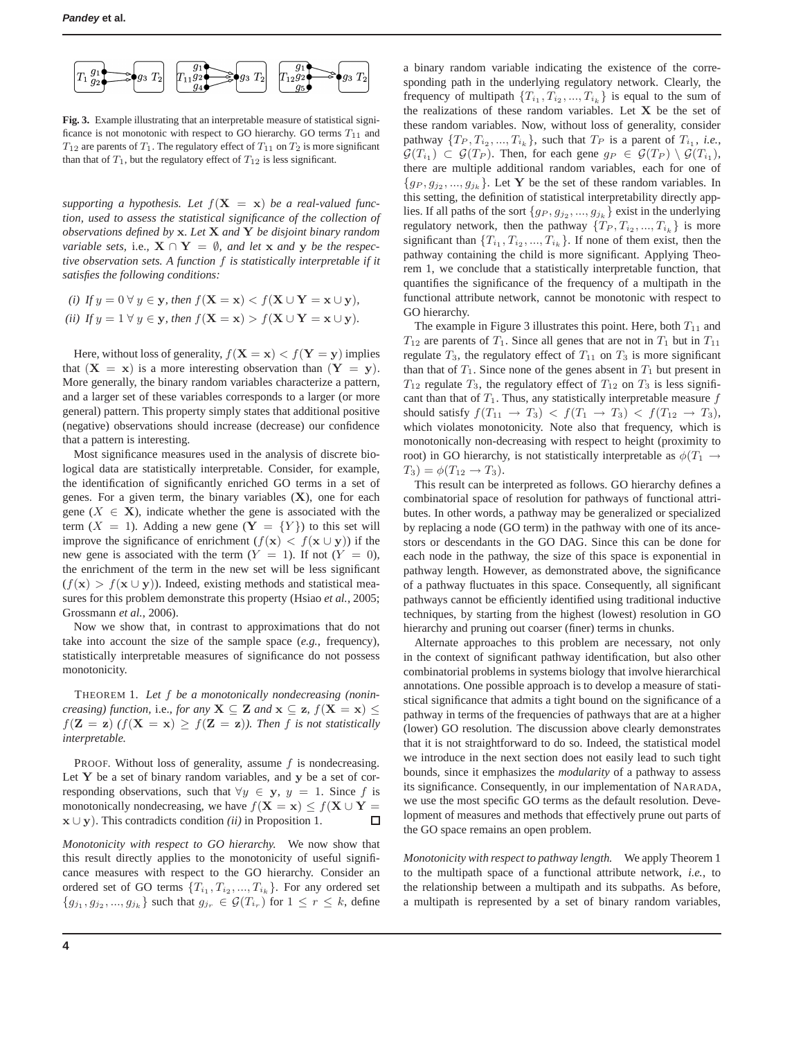**Fig. 3.** Example illustrating that an interpretable measure of statistical significance is not monotonic with respect to GO hierarchy. GO terms $T_{11}$ and $T_{12}$ are parents of $T_1$. The regulatory effect of $T_{11}$ on $T_2$ is more significant than that of $T_1$, but the regulatory effect of $T_{12}$ is less significant.

*supporting a hypothesis. Let $f(\mathbf{X} = \mathbf{x})$ be a real-valued function, used to assess the statistical significance of the collection of observations defined by $\mathbf{x}$. Let $\mathbf{X}$ and $\mathbf{Y}$ be disjoint binary random variable sets,* i.e., *$\mathbf{X} \cap \mathbf{Y} = \emptyset$, and let $\mathbf{x}$ and $\mathbf{y}$ be the respective observation sets. A function $f$ is statistically interpretable if it satisfies the following conditions:*

*(i) If $y = 0 \; \forall \; y \in \mathbf{y}$, then $f(\mathbf{X} = \mathbf{x}) < f(\mathbf{X} \cup \mathbf{Y} = \mathbf{x} \cup \mathbf{y})$,*

*(ii) If $y = 1 \; \forall \; y \in \mathbf{y}$, then $f(\mathbf{X} = \mathbf{x}) > f(\mathbf{X} \cup \mathbf{Y} = \mathbf{x} \cup \mathbf{y})$.*

Here, without loss of generality, $f(\mathbf{X} = \mathbf{x}) < f(\mathbf{Y} = \mathbf{y})$ implies that $(\mathbf{X} = \mathbf{x})$ is a more interesting observation than $(\mathbf{Y} = \mathbf{y})$. More generally, the binary random variables characterize a pattern, and a larger set of these variables corresponds to a larger (or more general) pattern. This property simply states that additional positive (negative) observations should increase (decrease) our confidence that a pattern is interesting.

Most significance measures used in the analysis of discrete biological data are statistically interpretable. Consider, for example, the identification of significantly enriched GO terms in a set of genes. For a given term, the binary variables ($\mathbf{X}$), one for each gene ($X \in \mathbf{X}$), indicate whether the gene is associated with the term ($X = 1$). Adding a new gene ($\mathbf{Y} = \{Y\}$) to this set will improve the significance of enrichment ($f(\mathbf{x}) < f(\mathbf{x} \cup \mathbf{y})$) if the new gene is associated with the term ($Y = 1$). If not ($Y = 0$), the enrichment of the term in the new set will be less significant ($f(\mathbf{x}) > f(\mathbf{x} \cup \mathbf{y})$). Indeed, existing methods and statistical measures for this problem demonstrate this property (Hsiao *et al.*, 2005; Grossmann *et al.*, 2006).

Now we show that, in contrast to approximations that do not take into account the size of the sample space (*e.g.*, frequency), statistically interpretable measures of significance do not possess monotonicity.

THEOREM 1. *Let $f$ be a monotonically nondecreasing (nonincreasing) function,* i.e., *for any $\mathbf{X} \subseteq \mathbf{Z}$ and $\mathbf{x} \subseteq \mathbf{z}$, $f(\mathbf{X} = \mathbf{x}) \leq f(\mathbf{Z} = \mathbf{z})$ ($f(\mathbf{X} = \mathbf{x}) \geq f(\mathbf{Z} = \mathbf{z})$). Then $f$ is not statistically interpretable.*

PROOF. Without loss of generality, assume $f$ is nondecreasing. Let $\mathbf{Y}$ be a set of binary random variables, and $\mathbf{y}$ be a set of corresponding observations, such that $\forall y \in \mathbf{y}$, $y = 1$. Since $f$ is monotonically nondecreasing, we have $f(\mathbf{X} = \mathbf{x}) \leq f(\mathbf{X} \cup \mathbf{Y} = \mathbf{x} \cup \mathbf{y})$. This contradicts condition *(ii)* in Proposition 1. □

*Monotonicity with respect to GO hierarchy.* We now show that this result directly applies to the monotonicity of useful significance measures with respect to the GO hierarchy. Consider an ordered set of GO terms $\{T_{i_1}, T_{i_2}, ..., T_{i_k}\}$. For any ordered set $\{g_{j_1}, g_{j_2}, ..., g_{j_k}\}$ such that $g_{j_r} \in \mathcal{G}(T_{i_r})$ for $1 \leq r \leq k$, define a binary random variable indicating the existence of the corresponding path in the underlying regulatory network. Clearly, the frequency of multipath $\{T_{i_1}, T_{i_2}, ..., T_{i_k}\}$ is equal to the sum of the realizations of these random variables. Let $\mathbf{X}$ be the set of these random variables. Now, without loss of generality, consider pathway $\{T_P, T_{i_2}, ..., T_{i_k}\}$, such that $T_P$ is a parent of $T_{i_1}$, *i.e.*, $\mathcal{G}(T_{i_1}) \subset \mathcal{G}(T_P)$. Then, for each gene $g_P \in \mathcal{G}(T_P) \setminus \mathcal{G}(T_{i_1})$, there are multiple additional random variables, each for one of $\{g_P, g_{j_2}, ..., g_{j_k}\}$. Let $\mathbf{Y}$ be the set of these random variables. In this setting, the definition of statistical interpretability directly applies. If all paths of the sort $\{g_P, g_{j_2}, ..., g_{j_k}\}$ exist in the underlying regulatory network, then the pathway $\{T_P, T_{i_2}, ..., T_{i_k}\}$ is more significant than $\{T_{i_1}, T_{i_2}, ..., T_{i_k}\}$. If none of them exist, then the pathway containing the child is more significant. Applying Theorem 1, we conclude that a statistically interpretable function, that quantifies the significance of the frequency of a multipath in the functional attribute network, cannot be monotonic with respect to GO hierarchy.

The example in Figure 3 illustrates this point. Here, both $T_{11}$ and $T_{12}$ are parents of $T_1$. Since all genes that are not in $T_1$ but in $T_{11}$ regulate $T_3$, the regulatory effect of $T_{11}$ on $T_3$ is more significant than that of $T_1$. Since none of the genes absent in $T_1$ but present in $T_{12}$ regulate $T_3$, the regulatory effect of $T_{12}$ on $T_3$ is less significant than that of $T_1$. Thus, any statistically interpretable measure $f$ should satisfy $f(T_{11} \rightarrow T_3) < f(T_1 \rightarrow T_3) < f(T_{12} \rightarrow T_3)$, which violates monotonicity. Note also that frequency, which is monotonically non-decreasing with respect to height (proximity to root) in GO hierarchy, is not statistically interpretable as $\phi(T_1 \rightarrow T_3) = \phi(T_{12} \rightarrow T_3)$.

This result can be interpreted as follows. GO hierarchy defines a combinatorial space of resolution for pathways of functional attributes. In other words, a pathway may be generalized or specialized by replacing a node (GO term) in the pathway with one of its ancestors or descendants in the GO DAG. Since this can be done for each node in the pathway, the size of this space is exponential in pathway length. However, as demonstrated above, the significance of a pathway fluctuates in this space. Consequently, all significant pathways cannot be efficiently identified using traditional inductive techniques, by starting from the highest (lowest) resolution in GO hierarchy and pruning out coarser (finer) terms in chunks.

Alternate approaches to this problem are necessary, not only in the context of significant pathway identification, but also other combinatorial problems in systems biology that involve hierarchical annotations. One possible approach is to develop a measure of statistical significance that admits a tight bound on the significance of a pathway in terms of the frequencies of pathways that are at a higher (lower) GO resolution. The discussion above clearly demonstrates that it is not straightforward to do so. Indeed, the statistical model we introduce in the next section does not easily lead to such tight bounds, since it emphasizes the *modularity* of a pathway to assess its significance. Consequently, in our implementation of NARADA, we use the most specific GO terms as the default resolution. Development of measures and methods that effectively prune out parts of the GO space remains an open problem.

*Monotonicity with respect to pathway length.* We apply Theorem 1 to the multipath space of a functional attribute network, *i.e.*, to the relationship between a multipath and its subpaths. As before, a multipath is represented by a set of binary random variables,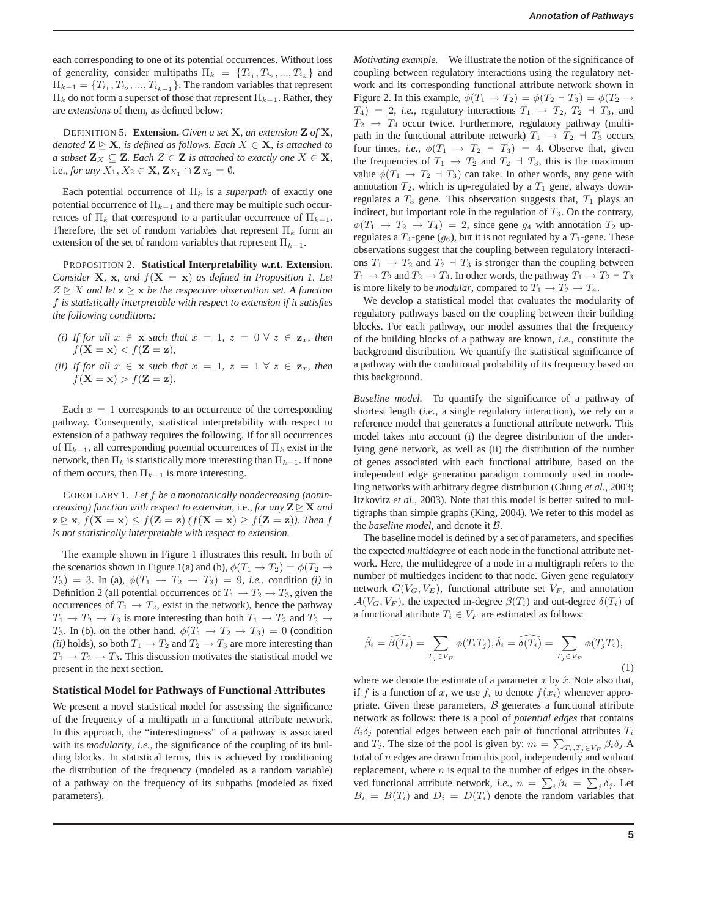each corresponding to one of its potential occurrences. Without loss of generality, consider multipaths $\Pi_k = \{T_{i_1}, T_{i_2}, ..., T_{i_k}\}$ and $\Pi_{k-1} = \{T_{i_1}, T_{i_2}, ..., T_{i_{k-1}}\}$. The random variables that represent $\Pi_k$ do not form a superset of those that represent $\Pi_{k-1}$. Rather, they are *extensions* of them, as defined below:

DEFINITION 5. **Extension.** *Given a set* $\mathbf{X}$*, an extension* $\mathbf{Z}$ *of* $\mathbf{X}$*, denoted* $\mathbf{Z} \trianglerighteq \mathbf{X}$*, is defined as follows. Each* $X \in \mathbf{X}$*, is attached to a subset* $\mathbf{Z}_X \subseteq \mathbf{Z}$*. Each* $Z \in \mathbf{Z}$ *is attached to exactly one* $X \in \mathbf{X}$*,* i.e.*, for any* $X_1, X_2 \in \mathbf{X}$*,* $\mathbf{Z}_{X_1} \cap \mathbf{Z}_{X_2} = \emptyset$*.*

Each potential occurrence of $\Pi_k$ is a *superpath* of exactly one potential occurrence of $\Pi_{k-1}$ and there may be multiple such occurrences of $\Pi_k$ that correspond to a particular occurrence of $\Pi_{k-1}$. Therefore, the set of random variables that represent $\Pi_k$ form an extension of the set of random variables that represent $\Pi_{k-1}$.

PROPOSITION 2. **Statistical Interpretability w.r.t. Extension.** *Consider* $\mathbf{X}$*,* $\mathbf{x}$*, and* $f(\mathbf{X} = \mathbf{x})$ *as defined in Proposition 1. Let* $Z \trianglerighteq X$ *and let* $\mathbf{z} \trianglerighteq \mathbf{x}$ *be the respective observation set. A function* $f$ *is statistically interpretable with respect to extension if it satisfies the following conditions:*

- *(i) If for all* $x \in \mathbf{x}$ *such that* $x = 1$*,* $z = 0 \ \forall \ z \in \mathbf{z}_x$*, then* $f(\mathbf{X} = \mathbf{x}) < f(\mathbf{Z} = \mathbf{z})$*,*
- *(ii) If for all* $x \in \mathbf{x}$ *such that* $x = 1$*,* $z = 1 \ \forall \ z \in \mathbf{z}_x$*, then* $f(\mathbf{X} = \mathbf{x}) > f(\mathbf{Z} = \mathbf{z})$*.*

Each $x = 1$ corresponds to an occurrence of the corresponding pathway. Consequently, statistical interpretability with respect to extension of a pathway requires the following. If for all occurrences of $\Pi_{k-1}$, all corresponding potential occurrences of $\Pi_k$ exist in the network, then $\Pi_k$ is statistically more interesting than $\Pi_{k-1}$. If none of them occurs, then $\Pi_{k-1}$ is more interesting.

COROLLARY 1. *Let* $f$ *be a monotonically nondecreasing (nonincreasing) function with respect to extension,* i.e.*, for any* $\mathbf{Z} \trianglerighteq \mathbf{X}$ *and* $\mathbf{z} \trianglerighteq \mathbf{x}$*,* $f(\mathbf{X} = \mathbf{x}) \leq f(\mathbf{Z} = \mathbf{z})$ *(*$f(\mathbf{X} = \mathbf{x}) \geq f(\mathbf{Z} = \mathbf{z})$*). Then* $f$ *is not statistically interpretable with respect to extension.*

The example shown in Figure 1 illustrates this result. In both of the scenarios shown in Figure 1(a) and (b), $\phi(T_1 \rightarrow T_2) = \phi(T_2 \rightarrow T_3) = 3$. In (a), $\phi(T_1 \rightarrow T_2 \rightarrow T_3) = 9$, *i.e.*, condition *(i)* in Definition 2 (all potential occurrences of $T_1 \rightarrow T_2 \rightarrow T_3$, given the occurrences of $T_1 \rightarrow T_2$, exist in the network), hence the pathway $T_1 \rightarrow T_2 \rightarrow T_3$ is more interesting than both $T_1 \rightarrow T_2$ and $T_2 \rightarrow T_3$. In (b), on the other hand, $\phi(T_1 \rightarrow T_2 \rightarrow T_3) = 0$ (condition *(ii)* holds), so both $T_1 \rightarrow T_2$ and $T_2 \rightarrow T_3$ are more interesting than $T_1 \rightarrow T_2 \rightarrow T_3$. This discussion motivates the statistical model we present in the next section.

## Statistical Model for Pathways of Functional Attributes

We present a novel statistical model for assessing the significance of the frequency of a multipath in a functional attribute network. In this approach, the "interestingness" of a pathway is associated with its *modularity*, *i.e.*, the significance of the coupling of its building blocks. In statistical terms, this is achieved by conditioning the distribution of the frequency (modeled as a random variable) of a pathway on the frequency of its subpaths (modeled as fixed parameters).

*Motivating example.* We illustrate the notion of the significance of coupling between regulatory interactions using the regulatory network and its corresponding functional attribute network shown in Figure 2. In this example, $\phi(T_1 \rightarrow T_2) = \phi(T_2 \dashv T_3) = \phi(T_2 \rightarrow T_4) = 2$, *i.e.*, regulatory interactions $T_1 \rightarrow T_2$, $T_2 \dashv T_3$, and $T_2 \rightarrow T_4$ occur twice. Furthermore, regulatory pathway (multipath in the functional attribute network) $T_1 \rightarrow T_2 \dashv T_3$ occurs four times, *i.e.*, $\phi(T_1 \rightarrow T_2 \dashv T_3) = 4$. Observe that, given the frequencies of $T_1 \rightarrow T_2$ and $T_2 \dashv T_3$, this is the maximum value $\phi(T_1 \rightarrow T_2 \dashv T_3)$ can take. In other words, any gene with annotation $T_2$, which is up-regulated by a $T_1$ gene, always down-regulates a $T_3$ gene. This observation suggests that, $T_1$ plays an indirect, but important role in the regulation of $T_3$. On the contrary, $\phi(T_1 \rightarrow T_2 \rightarrow T_4) = 2$, since gene $g_4$ with annotation $T_2$ up-regulates a $T_4$-gene ($g_6$), but it is not regulated by a $T_1$-gene. These observations suggest that the coupling between regulatory interactions $T_1 \rightarrow T_2$ and $T_2 \dashv T_3$ is stronger than the coupling between $T_1 \rightarrow T_2$ and $T_2 \rightarrow T_4$. In other words, the pathway $T_1 \rightarrow T_2 \dashv T_3$ is more likely to be *modular*, compared to $T_1 \rightarrow T_2 \rightarrow T_4$.

We develop a statistical model that evaluates the modularity of regulatory pathways based on the coupling between their building blocks. For each pathway, our model assumes that the frequency of the building blocks of a pathway are known, *i.e.*, constitute the background distribution. We quantify the statistical significance of a pathway with the conditional probability of its frequency based on this background.

*Baseline model.* To quantify the significance of a pathway of shortest length (*i.e.*, a single regulatory interaction), we rely on a reference model that generates a functional attribute network. This model takes into account (i) the degree distribution of the underlying gene network, as well as (ii) the distribution of the number of genes associated with each functional attribute, based on the independent edge generation paradigm commonly used in modeling networks with arbitrary degree distribution (Chung *et al.*, 2003; Itzkovitz *et al.*, 2003). Note that this model is better suited to multigraphs than simple graphs (King, 2004). We refer to this model as the *baseline model*, and denote it $\mathcal{B}$.

The baseline model is defined by a set of parameters, and specifies the expected *multidegree* of each node in the functional attribute network. Here, the multidegree of a node in a multigraph refers to the number of multiedges incident to that node. Given gene regulatory network $G(V_G, V_E)$, functional attribute set $V_F$, and annotation $\mathcal{A}(V_G, V_F)$, the expected in-degree $\beta(T_i)$ and out-degree $\delta(T_i)$ of a functional attribute $T_i \in V_F$ are estimated as follows:

$$\hat{\beta}_i = \widehat{\beta(T_i)} = \sum_{T_j \in V_F} \phi(T_i T_j), \hat{\delta}_i = \widehat{\delta(T_i)} = \sum_{T_j \in V_F} \phi(T_j T_i), \tag{1}$$

where we denote the estimate of a parameter $x$ by $\hat{x}$. Note also that, if $f$ is a function of $x$, we use $f_i$ to denote $f(x_i)$ whenever appropriate. Given these parameters, $\mathcal{B}$ generates a functional attribute network as follows: there is a pool of *potential edges* that contains $\beta_i \delta_j$ potential edges between each pair of functional attributes $T_i$ and $T_j$. The size of the pool is given by: $m = \sum_{T_i, T_j \in V_F} \beta_i \delta_j$. A total of $n$ edges are drawn from this pool, independently and without replacement, where $n$ is equal to the number of edges in the observed functional attribute network, *i.e.*, $n = \sum_i \beta_i = \sum_j \delta_j$. Let $B_i = B(T_i)$ and $D_i = D(T_i)$ denote the random variables that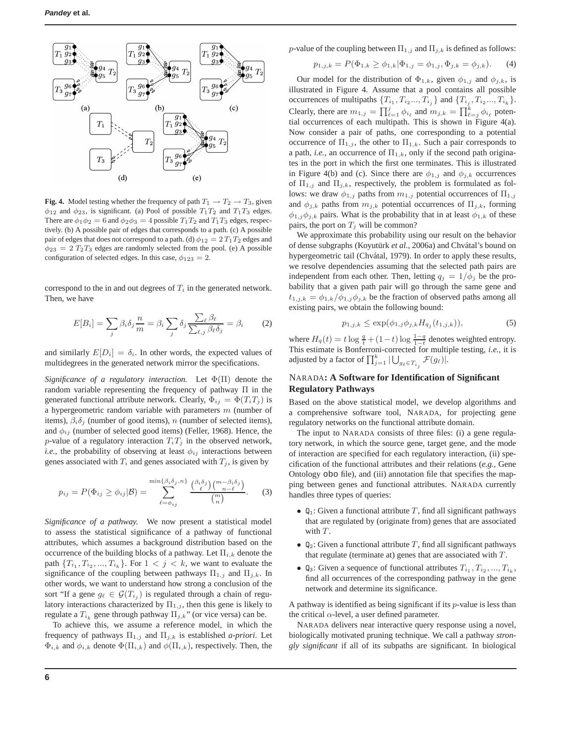**Fig. 4.** Model testing whether the frequency of path $T_1 \rightarrow T_2 \rightarrow T_3$, given $\phi_{12}$ and $\phi_{23}$, is significant. (a) Pool of possible $T_1T_2$ and $T_1T_3$ edges. There are $\phi_1\phi_2 = 6$ and $\phi_2\phi_3 = 4$ possible $T_1T_2$ and $T_1T_3$ edges, respectively. (b) A possible pair of edges that corresponds to a path. (c) A possible pair of edges that does not correspond to a path. (d) $\phi_{12} = 2\,T_1T_2$ edges and $\phi_{23} = 2\,T_2T_3$ edges are randomly selected from the pool. (e) A possible configuration of selected edges. In this case, $\phi_{123} = 2$.

correspond to the in and out degrees of $T_i$ in the generated network. Then, we have

$$E[B_i] = \sum_j \beta_i \delta_j \frac{n}{m} = \beta_i \sum_j \delta_j \frac{\sum_\ell \beta_\ell}{\sum_{\ell,j} \beta_\ell \delta_j} = \beta_i \qquad (2)$$

and similarly $E[D_i] = \delta_i$. In other words, the expected values of multidegrees in the generated network mirror the specifications.

*Significance of a regulatory interaction.* Let $\Phi(\Pi)$ denote the random variable representing the frequency of pathway $\Pi$ in the generated functional attribute network. Clearly, $\Phi_{ij} = \Phi(T_iT_j)$ is a hypergeometric random variable with parameters $m$ (number of items), $\beta_i\delta_j$ (number of good items), $n$ (number of selected items), and $\phi_{ij}$ (number of selected good items) (Feller, 1968). Hence, the $p$-value of a regulatory interaction $T_iT_j$ in the observed network, *i.e.*, the probability of observing at least $\phi_{ij}$ interactions between genes associated with $T_i$ and genes associated with $T_j$, is given by

$$p_{ij} = P(\Phi_{ij} \geq \phi_{ij} | \mathcal{B}) = \sum_{\ell=\phi_{ij}}^{\min\{\beta_i\delta_j, n\}} \frac{\binom{\beta_i\delta_j}{\ell}\binom{m-\beta_i\delta_j}{n-\ell}}{\binom{m}{n}}. \qquad (3)$$

*Significance of a pathway.* We now present a statistical model to assess the statistical significance of a pathway of functional attributes, which assumes a background distribution based on the occurrence of the building blocks of a pathway. Let $\Pi_{i,k}$ denote the path $\{T_{i_1}, T_{i_2}, ..., T_{i_k}\}$. For $1 < j < k$, we want to evaluate the significance of the coupling between pathways $\Pi_{1,j}$ and $\Pi_{j,k}$. In other words, we want to understand how strong a conclusion of the sort "If a gene $g_\ell \in \mathcal{G}(T_{i_j})$ is regulated through a chain of regulatory interactions characterized by $\Pi_{1,j}$, then this gene is likely to regulate a $T_{i_k}$ gene through pathway $\Pi_{j,k}$" (or vice versa) can be.

To achieve this, we assume a reference model, in which the frequency of pathways $\Pi_{1,j}$ and $\Pi_{j,k}$ is established *a-priori*. Let $\Phi_{i,k}$ and $\phi_{i,k}$ denote $\Phi(\Pi_{i,k})$ and $\phi(\Pi_{i,k})$, respectively. Then, the $p$-value of the coupling between $\Pi_{1,j}$ and $\Pi_{j,k}$ is defined as follows:

$$p_{1,j,k} = P(\Phi_{1,k} \geq \phi_{1,k} | \Phi_{1,j} = \phi_{1,j}, \Phi_{j,k} = \phi_{j,k}). \qquad (4)$$

Our model for the distribution of $\Phi_{1,k}$, given $\phi_{1,j}$ and $\phi_{j,k}$, is illustrated in Figure 4. Assume that a pool contains all possible occurrences of multipaths $\{T_{i_1}, T_{i_2}..., T_{i_j}\}$ and $\{T_{i_j}, T_{i_2}..., T_{i_k}\}$. Clearly, there are $m_{1,j} = \prod_{\ell=1}^{j} \phi_{i_\ell}$ and $m_{j,k} = \prod_{\ell=j}^{k} \phi_{i_\ell}$ potential occurrences of each multipath. This is shown in Figure 4(a). Now consider a pair of paths, one corresponding to a potential occurrence of $\Pi_{1,j}$, the other to $\Pi_{1,k}$. Such a pair corresponds to a path, *i.e.*, an occurrence of $\Pi_{1,k}$, only if the second path originates in the port in which the first one terminates. This is illustrated in Figure 4(b) and (c). Since there are $\phi_{1,j}$ and $\phi_{j,k}$ occurrences of $\Pi_{1,j}$ and $\Pi_{j,k}$, respectively, the problem is formulated as follows: we draw $\phi_{1,j}$ paths from $m_{1,j}$ potential occurrences of $\Pi_{1,j}$ and $\phi_{j,k}$ paths from $m_{j,k}$ potential occurrences of $\Pi_{j,k}$, forming $\phi_{1,j}\phi_{j,k}$ pairs. What is the probability that in at least $\phi_{1,k}$ of these pairs, the port on $T_j$ will be common?

We approximate this probability using our result on the behavior of dense subgraphs (Koyutürk *et al.*, 2006a) and Chvátal's bound on hypergeometric tail (Chvátal, 1979). In order to apply these results, we resolve dependencies assuming that the selected path pairs are independent from each other. Then, letting $q_j = 1/\phi_j$ be the probability that a given path pair will go through the same gene and $t_{1,j,k} = \phi_{1,k}/\phi_{1,j}\phi_{j,k}$ be the fraction of observed paths among all existing pairs, we obtain the following bound:

$$p_{1,j,k} \leq \exp(\phi_{1,j}\phi_{j,k} H_{q_j}(t_{1,j,k})), \qquad (5)$$

where $H_q(t) = t \log \frac{q}{t} + (1-t) \log \frac{1-q}{1-t}$ denotes weighted entropy. This estimate is Bonferroni-corrected for multiple testing, *i.e.*, it is adjusted by a factor of $\prod_{j=1}^{k} |\bigcup_{g_\ell \in T_{i_j}} \mathcal{F}(g_\ell)|$.

## NARADA: A Software for Identification of Significant Regulatory Pathways

Based on the above statistical model, we develop algorithms and a comprehensive software tool, NARADA, for projecting gene regulatory networks on the functional attribute domain.

The input to NARADA consists of three files: (i) a gene regulatory network, in which the source gene, target gene, and the mode of interaction are specified for each regulatory interaction, (ii) specification of the functional attributes and their relations (*e.g.*, Gene Ontology `obo` file), and (iii) annotation file that specifies the mapping between genes and functional attributes. NARADA currently handles three types of queries:

- $\mathtt{Q_1}$: Given a functional attribute $T$, find all significant pathways that are regulated by (originate from) genes that are associated with $T$.
- $\mathtt{Q_2}$: Given a functional attribute $T$, find all significant pathways that regulate (terminate at) genes that are associated with $T$.
- $\mathtt{Q_3}$: Given a sequence of functional attributes $T_{i_1}, T_{i_2}, ..., T_{i_k}$, find all occurrences of the corresponding pathway in the gene network and determine its significance.

A pathway is identified as being significant if its $p$-value is less than the critical $\alpha$-level, a user defined parameter.

NARADA delivers near interactive query response using a novel, biologically motivated pruning technique. We call a pathway *strongly significant* if all of its subpaths are significant. In biological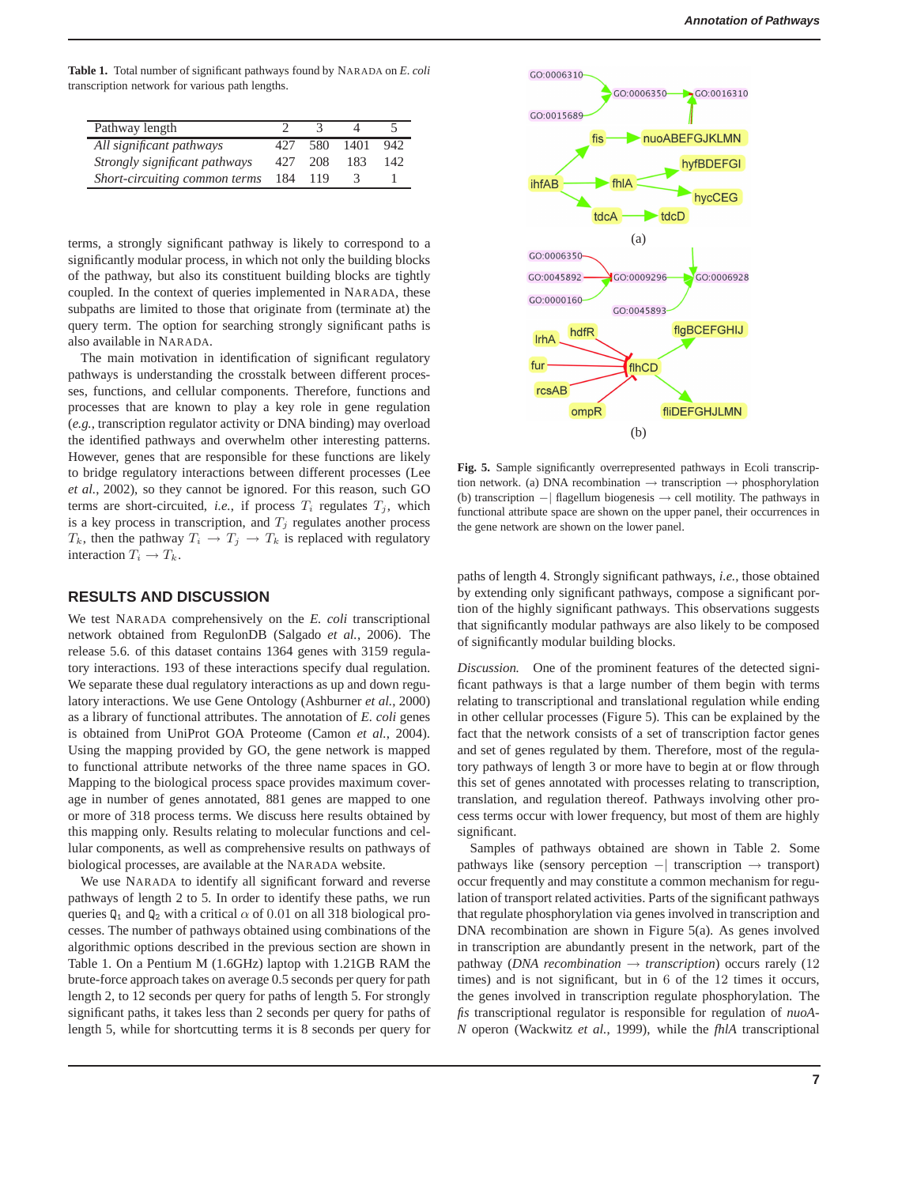**Table 1.** Total number of significant pathways found by NARADA on *E. coli* transcription network for various path lengths.

| Pathway length | 2 | 3 | 4 | 5 |
|---|---|---|---|---|
| *All significant pathways* | 427 | 580 | 1401 | 942 |
| *Strongly significant pathways* | 427 | 208 | 183 | 142 |
| *Short-circuiting common terms* | 184 | 119 | 3 | 1 |

terms, a strongly significant pathway is likely to correspond to a significantly modular process, in which not only the building blocks of the pathway, but also its constituent building blocks are tightly coupled. In the context of queries implemented in NARADA, these subpaths are limited to those that originate from (terminate at) the query term. The option for searching strongly significant paths is also available in NARADA.

The main motivation in identification of significant regulatory pathways is understanding the crosstalk between different processes, functions, and cellular components. Therefore, functions and processes that are known to play a key role in gene regulation (*e.g.*, transcription regulator activity or DNA binding) may overload the identified pathways and overwhelm other interesting patterns. However, genes that are responsible for these functions are likely to bridge regulatory interactions between different processes (Lee *et al.*, 2002), so they cannot be ignored. For this reason, such GO terms are short-circuited, *i.e.*, if process $T_i$ regulates $T_j$, which is a key process in transcription, and $T_j$ regulates another process $T_k$, then the pathway $T_i \rightarrow T_j \rightarrow T_k$ is replaced with regulatory interaction $T_i \rightarrow T_k$.

## RESULTS AND DISCUSSION

We test NARADA comprehensively on the *E. coli* transcriptional network obtained from RegulonDB (Salgado *et al.*, 2006). The release 5.6. of this dataset contains 1364 genes with 3159 regulatory interactions. 193 of these interactions specify dual regulation. We separate these dual regulatory interactions as up and down regulatory interactions. We use Gene Ontology (Ashburner *et al.*, 2000) as a library of functional attributes. The annotation of *E. coli* genes is obtained from UniProt GOA Proteome (Camon *et al.*, 2004). Using the mapping provided by GO, the gene network is mapped to functional attribute networks of the three name spaces in GO. Mapping to the biological process space provides maximum coverage in number of genes annotated, 881 genes are mapped to one or more of 318 process terms. We discuss here results obtained by this mapping only. Results relating to molecular functions and cellular components, as well as comprehensive results on pathways of biological processes, are available at the NARADA website.

We use NARADA to identify all significant forward and reverse pathways of length 2 to 5. In order to identify these paths, we run queries $Q_1$ and $Q_2$ with a critical $\alpha$ of $0.01$ on all 318 biological processes. The number of pathways obtained using combinations of the algorithmic options described in the previous section are shown in Table 1. On a Pentium M (1.6GHz) laptop with 1.21GB RAM the brute-force approach takes on average 0.5 seconds per query for path length 2, to 12 seconds per query for paths of length 5. For strongly significant paths, it takes less than 2 seconds per query for paths of length 5, while for shortcutting terms it is 8 seconds per query for paths of length 4. Strongly significant pathways, *i.e.*, those obtained by extending only significant pathways, compose a significant portion of the highly significant pathways. This observations suggests that significantly modular pathways are also likely to be composed of significantly modular building blocks.

**Fig. 5.** Sample significantly overrepresented pathways in Ecoli transcription network. (a) DNA recombination → transcription → phosphorylation (b) transcription ⊣ flagellum biogenesis → cell motility. The pathways in functional attribute space are shown on the upper panel, their occurrences in the gene network are shown on the lower panel.

*Discussion.* One of the prominent features of the detected significant pathways is that a large number of them begin with terms relating to transcriptional and translational regulation while ending in other cellular processes (Figure 5). This can be explained by the fact that the network consists of a set of transcription factor genes and set of genes regulated by them. Therefore, most of the regulatory pathways of length 3 or more have to begin at or flow through this set of genes annotated with processes relating to transcription, translation, and regulation thereof. Pathways involving other process terms occur with lower frequency, but most of them are highly significant.

Samples of pathways obtained are shown in Table 2. Some pathways like (sensory perception ⊣ transcription → transport) occur frequently and may constitute a common mechanism for regulation of transport related activities. Parts of the significant pathways that regulate phosphorylation via genes involved in transcription and DNA recombination are shown in Figure 5(a). As genes involved in transcription are abundantly present in the network, part of the pathway (*DNA recombination* → *transcription*) occurs rarely (12 times) and is not significant, but in 6 of the 12 times it occurs, the genes involved in transcription regulate phosphorylation. The *fis* transcriptional regulator is responsible for regulation of *nuoA-N* operon (Wackwitz *et al.*, 1999), while the *fhlA* transcriptional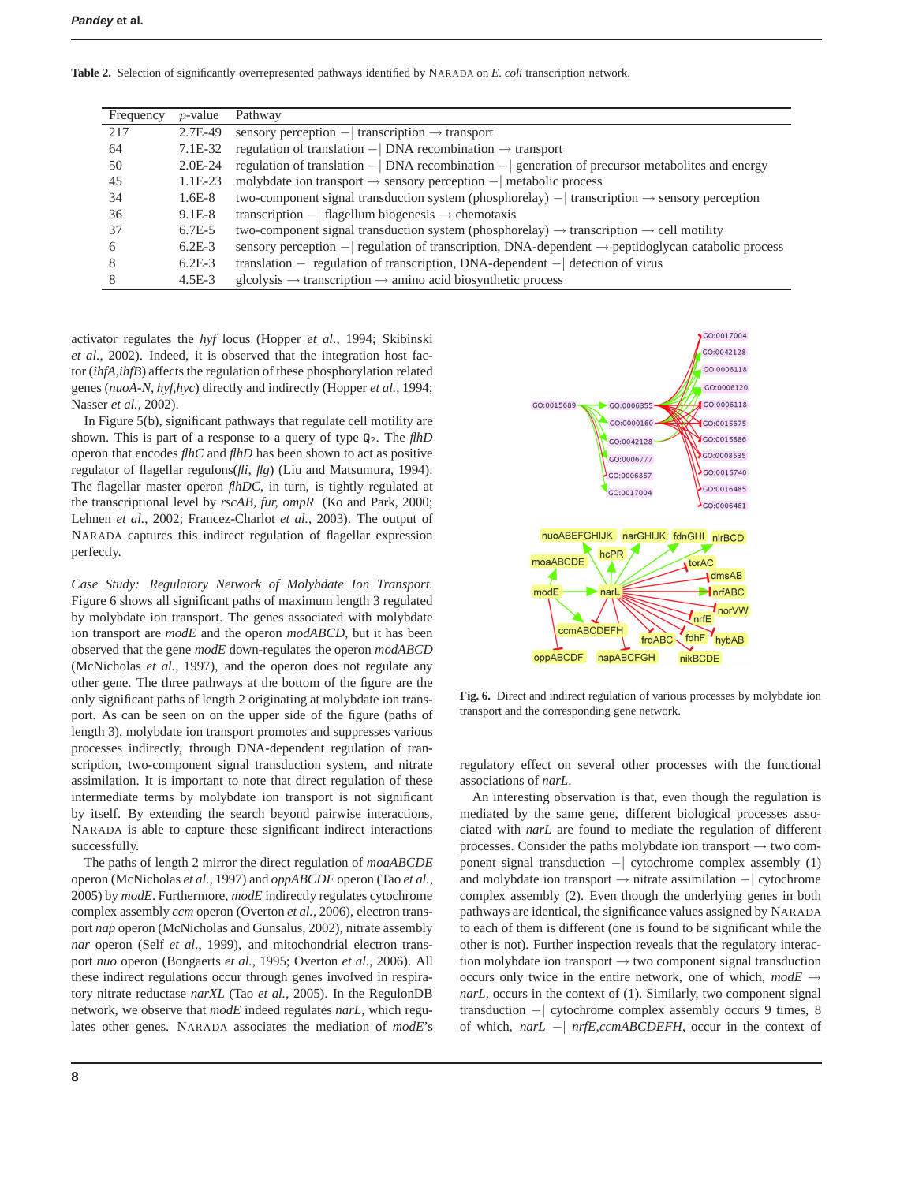**Table 2.** Selection of significantly overrepresented pathways identified by NARADA on *E. coli* transcription network.

| Frequency | *p*-value | Pathway |
|---|---|---|
| 217 | 2.7E-49 | sensory perception ⊣ transcription → transport |
| 64 | 7.1E-32 | regulation of translation ⊣ DNA recombination → transport |
| 50 | 2.0E-24 | regulation of translation ⊣ DNA recombination ⊣ generation of precursor metabolites and energy |
| 45 | 1.1E-23 | molybdate ion transport → sensory perception ⊣ metabolic process |
| 34 | 1.6E-8 | two-component signal transduction system (phosphorelay) ⊣ transcription → sensory perception |
| 36 | 9.1E-8 | transcription ⊣ flagellum biogenesis → chemotaxis |
| 37 | 6.7E-5 | two-component signal transduction system (phosphorelay) → transcription → cell motility |
| 6 | 6.2E-3 | sensory perception ⊣ regulation of transcription, DNA-dependent → peptidoglycan catabolic process |
| 8 | 6.2E-3 | translation ⊣ regulation of transcription, DNA-dependent ⊣ detection of virus |
| 8 | 4.5E-3 | glcolysis → transcription → amino acid biosynthetic process |

activator regulates the *hyf* locus (Hopper *et al.*, 1994; Skibinski *et al.*, 2002). Indeed, it is observed that the integration host factor (*ihfA,ihfB*) affects the regulation of these phosphorylation related genes (*nuoA-N*, *hyf,hyc*) directly and indirectly (Hopper *et al.*, 1994; Nasser *et al.*, 2002).

In Figure 5(b), significant pathways that regulate cell motility are shown. This is part of a response to a query of type $Q_2$. The *flhD* operon that encodes *flhC* and *flhD* has been shown to act as positive regulator of flagellar regulons(*fli*, *flg*) (Liu and Matsumura, 1994). The flagellar master operon *flhDC*, in turn, is tightly regulated at the transcriptional level by *rscAB*, *fur*, *ompR* (Ko and Park, 2000; Lehnen *et al.*, 2002; Francez-Charlot *et al.*, 2003). The output of NARADA captures this indirect regulation of flagellar expression perfectly.

*Case Study: Regulatory Network of Molybdate Ion Transport.* Figure 6 shows all significant paths of maximum length 3 regulated by molybdate ion transport. The genes associated with molybdate ion transport are *modE* and the operon *modABCD*, but it has been observed that the gene *modE* down-regulates the operon *modABCD* (McNicholas *et al.*, 1997), and the operon does not regulate any other gene. The three pathways at the bottom of the figure are the only significant paths of length 2 originating at molybdate ion transport. As can be seen on on the upper side of the figure (paths of length 3), molybdate ion transport promotes and suppresses various processes indirectly, through DNA-dependent regulation of transcription, two-component signal transduction system, and nitrate assimilation. It is important to note that direct regulation of these intermediate terms by molybdate ion transport is not significant by itself. By extending the search beyond pairwise interactions, NARADA is able to capture these significant indirect interactions successfully.

The paths of length 2 mirror the direct regulation of *moaABCDE* operon (McNicholas *et al.*, 1997) and *oppABCDF* operon (Tao *et al.*, 2005) by *modE*. Furthermore, *modE* indirectly regulates cytochrome complex assembly *ccm* operon (Overton *et al.*, 2006), electron transport *nap* operon (McNicholas and Gunsalus, 2002), nitrate assembly *nar* operon (Self *et al.*, 1999), and mitochondrial electron transport *nuo* operon (Bongaerts *et al.*, 1995; Overton *et al.*, 2006). All these indirect regulations occur through genes involved in respiratory nitrate reductase *narXL* (Tao *et al.*, 2005). In the RegulonDB network, we observe that *modE* indeed regulates *narL*, which regulates other genes. NARADA associates the mediation of *modE*'s regulatory effect on several other processes with the functional associations of *narL*.

**Fig. 6.** Direct and indirect regulation of various processes by molybdate ion transport and the corresponding gene network.

An interesting observation is that, even though the regulation is mediated by the same gene, different biological processes associated with *narL* are found to mediate the regulation of different processes. Consider the paths molybdate ion transport → two component signal transduction ⊣ cytochrome complex assembly (1) and molybdate ion transport → nitrate assimilation ⊣ cytochrome complex assembly (2). Even though the underlying genes in both pathways are identical, the significance values assigned by NARADA to each of them is different (one is found to be significant while the other is not). Further inspection reveals that the regulatory interaction molybdate ion transport → two component signal transduction occurs only twice in the entire network, one of which, *modE* → *narL*, occurs in the context of (1). Similarly, two component signal transduction ⊣ cytochrome complex assembly occurs 9 times, 8 of which, *narL* ⊣ *nrfE,ccmABCDEFH*, occur in the context of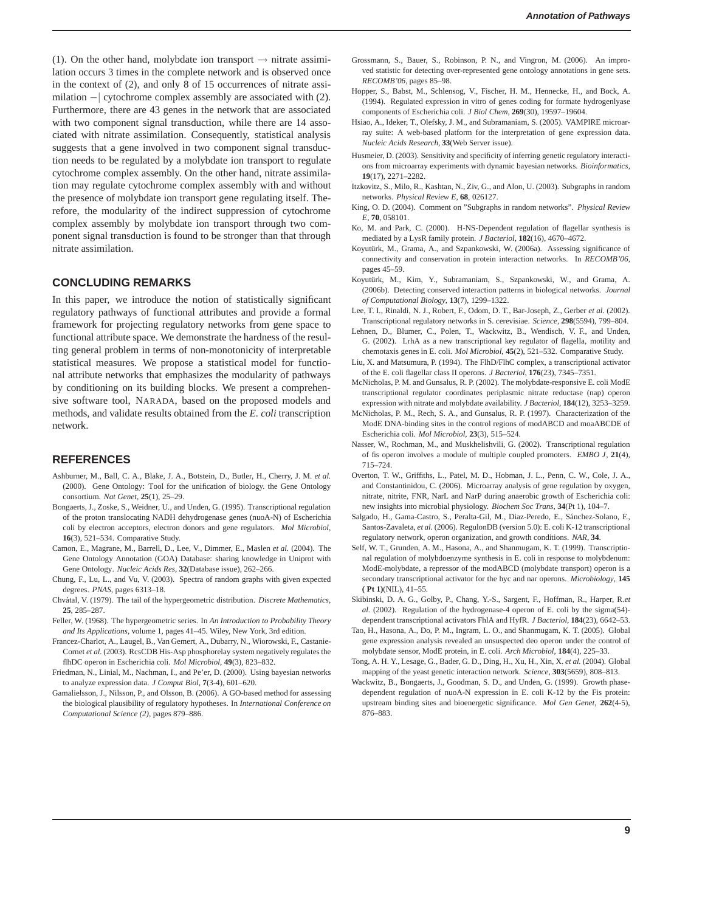(1). On the other hand, molybdate ion transport $\rightarrow$ nitrate assimilation occurs 3 times in the complete network and is observed once in the context of (2), and only 8 of 15 occurrences of nitrate assimilation $\dashv$ cytochrome complex assembly are associated with (2). Furthermore, there are 43 genes in the network that are associated with two component signal transduction, while there are 14 associated with nitrate assimilation. Consequently, statistical analysis suggests that a gene involved in two component signal transduction needs to be regulated by a molybdate ion transport to regulate cytochrome complex assembly. On the other hand, nitrate assimilation may regulate cytochrome complex assembly with and without the presence of molybdate ion transport gene regulating itself. Therefore, the modularity of the indirect suppression of cytochrome complex assembly by molybdate ion transport through two component signal transduction is found to be stronger than that through nitrate assimilation.

## CONCLUDING REMARKS

In this paper, we introduce the notion of statistically significant regulatory pathways of functional attributes and provide a formal framework for projecting regulatory networks from gene space to functional attribute space. We demonstrate the hardness of the resulting general problem in terms of non-monotonicity of interpretable statistical measures. We propose a statistical model for functional attribute networks that emphasizes the modularity of pathways by conditioning on its building blocks. We present a comprehensive software tool, NARADA, based on the proposed models and methods, and validate results obtained from the *E. coli* transcription network.

## REFERENCES

Ashburner, M., Ball, C. A., Blake, J. A., Botstein, D., Butler, H., Cherry, J. M. *et al.* (2000). Gene Ontology: Tool for the unification of biology. the Gene Ontology consortium. *Nat Genet*, **25**(1), 25–29.

Bongaerts, J., Zoske, S., Weidner, U., and Unden, G. (1995). Transcriptional regulation of the proton translocating NADH dehydrogenase genes (nuoA-N) of Escherichia coli by electron acceptors, electron donors and gene regulators. *Mol Microbiol*, **16**(3), 521–534. Comparative Study.

Camon, E., Magrane, M., Barrell, D., Lee, V., Dimmer, E., Maslen *et al.* (2004). The Gene Ontology Annotation (GOA) Database: sharing knowledge in Uniprot with Gene Ontology. *Nucleic Acids Res*, **32**(Database issue), 262–266.

Chung, F., Lu, L., and Vu, V. (2003). Spectra of random graphs with given expected degrees. *PNAS*, pages 6313–18.

Chvátal, V. (1979). The tail of the hypergeometric distribution. *Discrete Mathematics*, **25**, 285–287.

Feller, W. (1968). The hypergeometric series. In *An Introduction to Probability Theory and Its Applications*, volume 1, pages 41–45. Wiley, New York, 3rd edition.

Francez-Charlot, A., Laugel, B., Van Gemert, A., Dubarry, N., Wiorowski, F., Castanie-Cornet *et al.* (2003). RcsCDB His-Asp phosphorelay system negatively regulates the flhDC operon in Escherichia coli. *Mol Microbiol*, **49**(3), 823–832.

Friedman, N., Linial, M., Nachman, I., and Pe'er, D. (2000). Using bayesian networks to analyze expression data. *J Comput Biol*, **7**(3-4), 601–620.

Gamalielsson, J., Nilsson, P., and Olsson, B. (2006). A GO-based method for assessing the biological plausibility of regulatory hypotheses. In *International Conference on Computational Science (2)*, pages 879–886.

Grossmann, S., Bauer, S., Robinson, P. N., and Vingron, M. (2006). An improved statistic for detecting over-represented gene ontology annotations in gene sets. *RECOMB'06*, pages 85–98.

Hopper, S., Babst, M., Schlensog, V., Fischer, H. M., Hennecke, H., and Bock, A. (1994). Regulated expression in vitro of genes coding for formate hydrogenlyase components of Escherichia coli. *J Biol Chem*, **269**(30), 19597–19604.

Hsiao, A., Ideker, T., Olefsky, J. M., and Subramaniam, S. (2005). VAMPIRE microarray suite: A web-based platform for the interpretation of gene expression data. *Nucleic Acids Research*, **33**(Web Server issue).

Husmeier, D. (2003). Sensitivity and specificity of inferring genetic regulatory interactions from microarray experiments with dynamic bayesian networks. *Bioinformatics*, **19**(17), 2271–2282.

Itzkovitz, S., Milo, R., Kashtan, N., Ziv, G., and Alon, U. (2003). Subgraphs in random networks. *Physical Review E*, **68**, 026127.

King, O. D. (2004). Comment on "Subgraphs in random networks". *Physical Review E*, **70**, 058101.

Ko, M. and Park, C. (2000). H-NS-Dependent regulation of flagellar synthesis is mediated by a LysR family protein. *J Bacteriol*, **182**(16), 4670–4672.

Koyutürk, M., Grama, A., and Szpankowski, W. (2006a). Assessing significance of connectivity and conservation in protein interaction networks. In *RECOMB'06*, pages 45–59.

Koyutürk, M., Kim, Y., Subramaniam, S., Szpankowski, W., and Grama, A. (2006b). Detecting conserved interaction patterns in biological networks. *Journal of Computational Biology*, **13**(7), 1299–1322.

Lee, T. I., Rinaldi, N. J., Robert, F., Odom, D. T., Bar-Joseph, Z., Gerber *et al.* (2002). Transcriptional regulatory networks in S. cerevisiae. *Science*, **298**(5594), 799–804.

Lehnen, D., Blumer, C., Polen, T., Wackwitz, B., Wendisch, V. F., and Unden, G. (2002). LrhA as a new transcriptional key regulator of flagella, motility and chemotaxis genes in E. coli. *Mol Microbiol*, **45**(2), 521–532. Comparative Study.

Liu, X. and Matsumura, P. (1994). The FlhD/FlhC complex, a transcriptional activator of the E. coli flagellar class II operons. *J Bacteriol*, **176**(23), 7345–7351.

McNicholas, P. M. and Gunsalus, R. P. (2002). The molybdate-responsive E. coli ModE transcriptional regulator coordinates periplasmic nitrate reductase (nap) operon expression with nitrate and molybdate availability. *J Bacteriol*, **184**(12), 3253–3259.

McNicholas, P. M., Rech, S. A., and Gunsalus, R. P. (1997). Characterization of the ModE DNA-binding sites in the control regions of modABCD and moaABCDE of Escherichia coli. *Mol Microbiol*, **23**(3), 515–524.

Nasser, W., Rochman, M., and Muskhelishvili, G. (2002). Transcriptional regulation of fis operon involves a module of multiple coupled promoters. *EMBO J*, **21**(4), 715–724.

Overton, T. W., Griffiths, L., Patel, M. D., Hobman, J. L., Penn, C. W., Cole, J. A., and Constantinidou, C. (2006). Microarray analysis of gene regulation by oxygen, nitrate, nitrite, FNR, NarL and NarP during anaerobic growth of Escherichia coli: new insights into microbial physiology. *Biochem Soc Trans*, **34**(Pt 1), 104–7.

Salgado, H., Gama-Castro, S., Peralta-Gil, M., Diaz-Peredo, E., Sánchez-Solano, F., Santos-Zavaleta, *et al.* (2006). RegulonDB (version 5.0): E. coli K-12 transcriptional regulatory network, operon organization, and growth conditions. *NAR*, **34**.

Self, W. T., Grunden, A. M., Hasona, A., and Shanmugam, K. T. (1999). Transcriptional regulation of molybdoenzyme synthesis in E. coli in response to molybdenum: ModE-molybdate, a repressor of the modABCD (molybdate transport) operon is a secondary transcriptional activator for the hyc and nar operons. *Microbiology*, **145 ( Pt 1)**(NIL), 41–55.

Skibinski, D. A. G., Golby, P., Chang, Y.-S., Sargent, F., Hoffman, R., Harper, R.*et al.* (2002). Regulation of the hydrogenase-4 operon of E. coli by the sigma(54)-dependent transcriptional activators FhlA and HyfR. *J Bacteriol*, **184**(23), 6642–53.

Tao, H., Hasona, A., Do, P. M., Ingram, L. O., and Shanmugam, K. T. (2005). Global gene expression analysis revealed an unsuspected deo operon under the control of molybdate sensor, ModE protein, in E. coli. *Arch Microbiol*, **184**(4), 225–33.

Tong, A. H. Y., Lesage, G., Bader, G. D., Ding, H., Xu, H., Xin, X. *et al.* (2004). Global mapping of the yeast genetic interaction network. *Science*, **303**(5659), 808–813.

Wackwitz, B., Bongaerts, J., Goodman, S. D., and Unden, G. (1999). Growth phase-dependent regulation of nuoA-N expression in E. coli K-12 by the Fis protein: upstream binding sites and bioenergetic significance. *Mol Gen Genet*, **262**(4-5), 876–883.